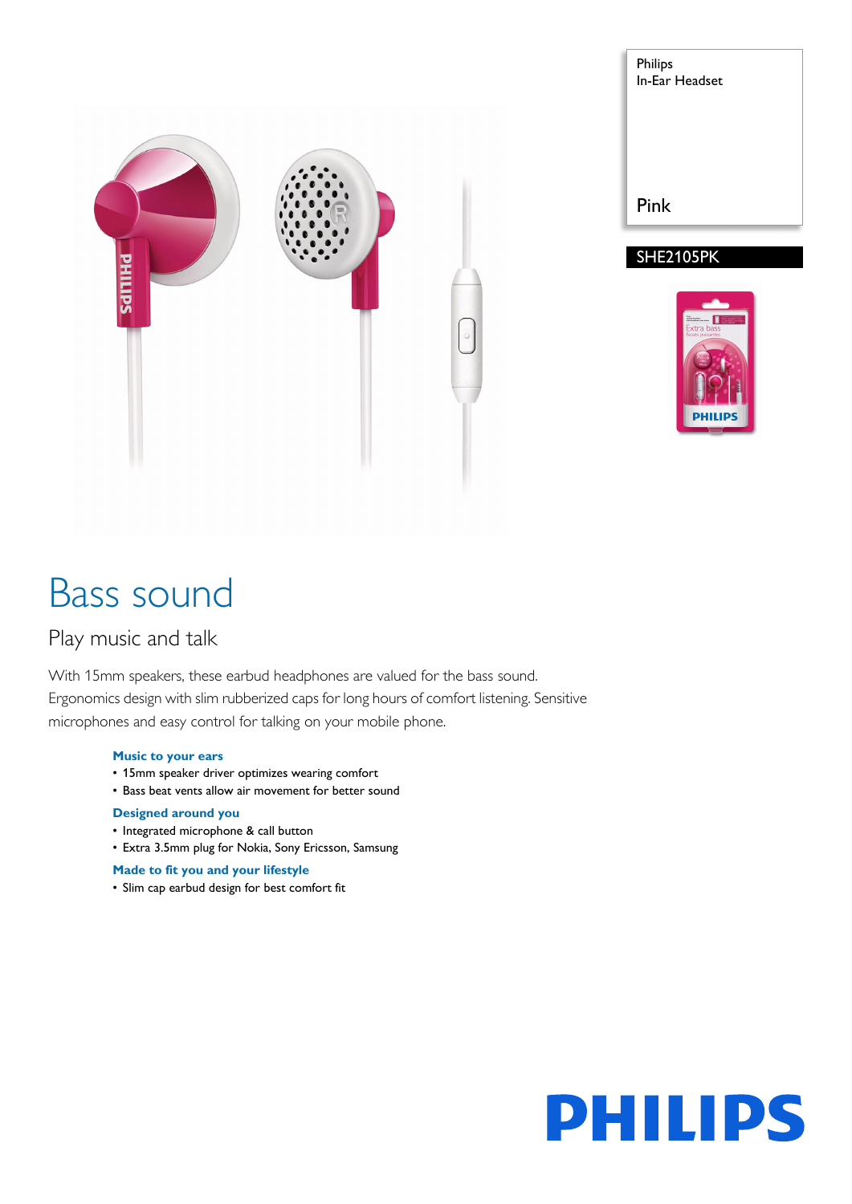Philips
In-Ear Headset

Pink

SHE2105PK

# Bass sound

## Play music and talk

With 15mm speakers, these earbud headphones are valued for the bass sound. Ergonomics design with slim rubberized caps for long hours of comfort listening. Sensitive microphones and easy control for talking on your mobile phone.

**Music to your ears**

- 15mm speaker driver optimizes wearing comfort
- Bass beat vents allow air movement for better sound

**Designed around you**

- Integrated microphone & call button
- Extra 3.5mm plug for Nokia, Sony Ericsson, Samsung

**Made to fit you and your lifestyle**

- Slim cap earbud design for best comfort fit

PHILIPS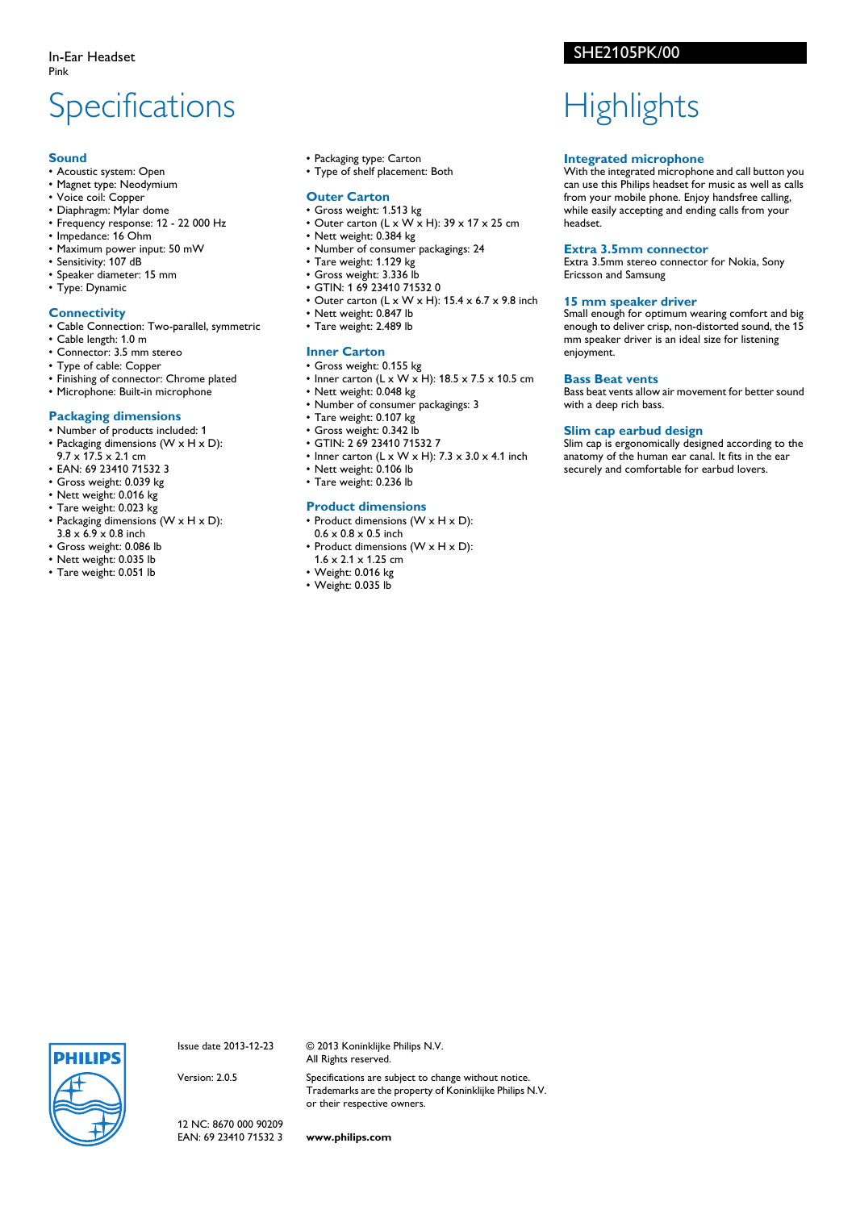In-Ear Headset
Pink

SHE2105PK/00

# Specifications

## Sound

- Acoustic system: Open
- Magnet type: Neodymium
- Voice coil: Copper
- Diaphragm: Mylar dome
- Frequency response: 12 - 22 000 Hz
- Impedance: 16 Ohm
- Maximum power input: 50 mW
- Sensitivity: 107 dB
- Speaker diameter: 15 mm
- Type: Dynamic

## Connectivity

- Cable Connection: Two-parallel, symmetric
- Cable length: 1.0 m
- Connector: 3.5 mm stereo
- Type of cable: Copper
- Finishing of connector: Chrome plated
- Microphone: Built-in microphone

## Packaging dimensions

- Number of products included: 1
- Packaging dimensions (W x H x D): 9.7 x 17.5 x 2.1 cm
- EAN: 69 23410 71532 3
- Gross weight: 0.039 kg
- Nett weight: 0.016 kg
- Tare weight: 0.023 kg
- Packaging dimensions (W x H x D): 3.8 x 6.9 x 0.8 inch
- Gross weight: 0.086 lb
- Nett weight: 0.035 lb
- Tare weight: 0.051 lb
- Packaging type: Carton
- Type of shelf placement: Both

## Outer Carton

- Gross weight: 1.513 kg
- Outer carton (L x W x H): 39 x 17 x 25 cm
- Nett weight: 0.384 kg
- Number of consumer packagings: 24
- Tare weight: 1.129 kg
- Gross weight: 3.336 lb
- GTIN: 1 69 23410 71532 0
- Outer carton (L x W x H): 15.4 x 6.7 x 9.8 inch
- Nett weight: 0.847 lb
- Tare weight: 2.489 lb

## Inner Carton

- Gross weight: 0.155 kg
- Inner carton (L x W x H): 18.5 x 7.5 x 10.5 cm
- Nett weight: 0.048 kg
- Number of consumer packagings: 3
- Tare weight: 0.107 kg
- Gross weight: 0.342 lb
- GTIN: 2 69 23410 71532 7
- Inner carton (L x W x H): 7.3 x 3.0 x 4.1 inch
- Nett weight: 0.106 lb
- Tare weight: 0.236 lb

## Product dimensions

- Product dimensions (W x H x D): 0.6 x 0.8 x 0.5 inch
- Product dimensions (W x H x D): 1.6 x 2.1 x 1.25 cm
- Weight: 0.016 kg
- Weight: 0.035 lb

# Highlights

## Integrated microphone

With the integrated microphone and call button you can use this Philips headset for music as well as calls from your mobile phone. Enjoy handsfree calling, while easily accepting and ending calls from your headset.

## Extra 3.5mm connector

Extra 3.5mm stereo connector for Nokia, Sony Ericsson and Samsung

## 15 mm speaker driver

Small enough for optimum wearing comfort and big enough to deliver crisp, non-distorted sound, the 15 mm speaker driver is an ideal size for listening enjoyment.

## Bass Beat vents

Bass beat vents allow air movement for better sound with a deep rich bass.

## Slim cap earbud design

Slim cap is ergonomically designed according to the anatomy of the human ear canal. It fits in the ear securely and comfortable for earbud lovers.

PHILIPS

Issue date 2013-12-23

Version: 2.0.5

12 NC: 8670 000 90209
EAN: 69 23410 71532 3

© 2013 Koninklijke Philips N.V.
All Rights reserved.

Specifications are subject to change without notice. Trademarks are the property of Koninklijke Philips N.V. or their respective owners.

**www.philips.com**